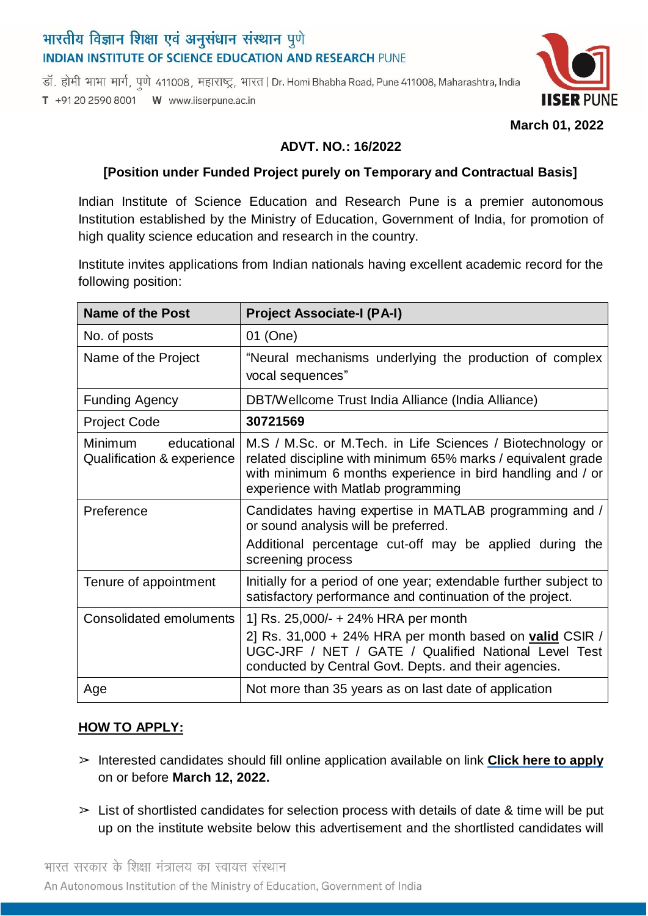# भारतीय विज्ञान शिक्षा एवं अनुसंधान संस्थान पुणे
## INDIAN INSTITUTE OF SCIENCE EDUCATION AND RESEARCH PUNE

डॉ. होमी भाभा मार्ग, पुणे 411008, महाराष्ट्र, भारत | Dr. Homi Bhabha Road, Pune 411008, Maharashtra, India
T +91 20 2590 8001 W www.iiserpune.ac.in

**March 01, 2022**

**ADVT. NO.: 16/2022**

**[Position under Funded Project purely on Temporary and Contractual Basis]**

Indian Institute of Science Education and Research Pune is a premier autonomous Institution established by the Ministry of Education, Government of India, for promotion of high quality science education and research in the country.

Institute invites applications from Indian nationals having excellent academic record for the following position:

| **Name of the Post** | **Project Associate-I (PA-I)** |
|---|---|
| No. of posts | 01 (One) |
| Name of the Project | "Neural mechanisms underlying the production of complex vocal sequences" |
| Funding Agency | DBT/Wellcome Trust India Alliance (India Alliance) |
| Project Code | **30721569** |
| Minimum educational Qualification & experience | M.S / M.Sc. or M.Tech. in Life Sciences / Biotechnology or related discipline with minimum 65% marks / equivalent grade with minimum 6 months experience in bird handling and / or experience with Matlab programming |
| Preference | Candidates having expertise in MATLAB programming and / or sound analysis will be preferred.<br>Additional percentage cut-off may be applied during the screening process |
| Tenure of appointment | Initially for a period of one year; extendable further subject to satisfactory performance and continuation of the project. |
| Consolidated emoluments | 1] Rs. 25,000/- + 24% HRA per month<br>2] Rs. 31,000 + 24% HRA per month based on **valid** CSIR / UGC-JRF / NET / GATE / Qualified National Level Test conducted by Central Govt. Depts. and their agencies. |
| Age | Not more than 35 years as on last date of application |

**HOW TO APPLY:**

- Interested candidates should fill online application available on link **Click here to apply** on or before **March 12, 2022.**
- List of shortlisted candidates for selection process with details of date & time will be put up on the institute website below this advertisement and the shortlisted candidates will

भारत सरकार के शिक्षा मंत्रालय का स्वायत्त संस्थान
An Autonomous Institution of the Ministry of Education, Government of India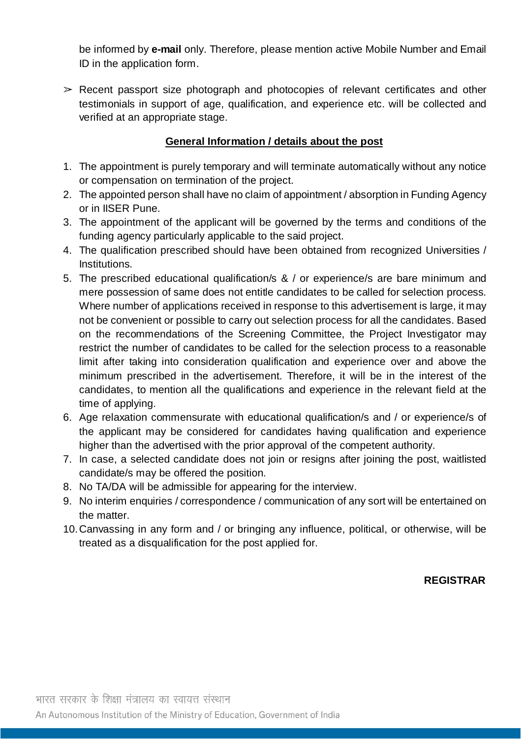be informed by **e-mail** only. Therefore, please mention active Mobile Number and Email ID in the application form.

- ➢ Recent passport size photograph and photocopies of relevant certificates and other testimonials in support of age, qualification, and experience etc. will be collected and verified at an appropriate stage.

## General Information / details about the post

1. The appointment is purely temporary and will terminate automatically without any notice or compensation on termination of the project.
2. The appointed person shall have no claim of appointment / absorption in Funding Agency or in IISER Pune.
3. The appointment of the applicant will be governed by the terms and conditions of the funding agency particularly applicable to the said project.
4. The qualification prescribed should have been obtained from recognized Universities / Institutions.
5. The prescribed educational qualification/s & / or experience/s are bare minimum and mere possession of same does not entitle candidates to be called for selection process. Where number of applications received in response to this advertisement is large, it may not be convenient or possible to carry out selection process for all the candidates. Based on the recommendations of the Screening Committee, the Project Investigator may restrict the number of candidates to be called for the selection process to a reasonable limit after taking into consideration qualification and experience over and above the minimum prescribed in the advertisement. Therefore, it will be in the interest of the candidates, to mention all the qualifications and experience in the relevant field at the time of applying.
6. Age relaxation commensurate with educational qualification/s and / or experience/s of the applicant may be considered for candidates having qualification and experience higher than the advertised with the prior approval of the competent authority.
7. In case, a selected candidate does not join or resigns after joining the post, waitlisted candidate/s may be offered the position.
8. No TA/DA will be admissible for appearing for the interview.
9. No interim enquiries / correspondence / communication of any sort will be entertained on the matter.
10. Canvassing in any form and / or bringing any influence, political, or otherwise, will be treated as a disqualification for the post applied for.

**REGISTRAR**